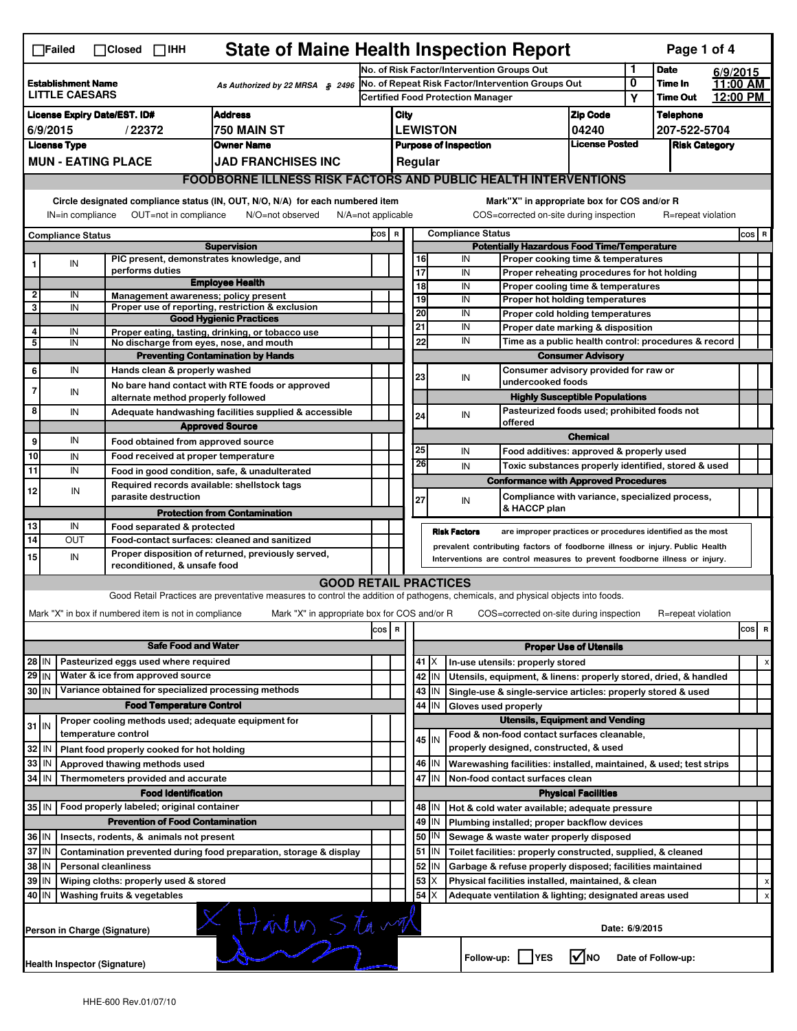☐Failed ☐Closed ☐IHH

# State of Maine Health Inspection Report

| | | |
|---|---|---|
| **Establishment Name** LITTLE CAESARS | As Authorized by 22 MRSA § 2496 | |
| No. of Risk Factor/Intervention Groups Out | 1 | **Date** 6/9/2015 |
| No. of Repeat Risk Factor/Intervention Groups Out | 0 | **Time In** 11:00 AM |
| Certified Food Protection Manager | Y | **Time Out** 12:00 PM |

| License Expiry Date/EST. ID# | Address | City | Zip Code | Telephone |
|---|---|---|---|---|
| 6/9/2015 / 22372 | 750 MAIN ST | LEWISTON | 04240 | 207-522-5704 |

| License Type | Owner Name | Purpose of Inspection | License Posted | Risk Category |
|---|---|---|---|---|
| MUN - EATING PLACE | JAD FRANCHISES INC | Regular | | |

## FOODBORNE ILLNESS RISK FACTORS AND PUBLIC HEALTH INTERVENTIONS

Circle designated compliance status (IN, OUT, N/O, N/A) for each numbered item — IN=in compliance OUT=not in compliance N/O=not observed N/A=not applicable

Mark"X" in appropriate box for COS and/or R — COS=corrected on-site during inspection R=repeat violation

| # | Compliance Status | Item | COS | R |
|---|---|---|---|---|
| | | **Supervision** | | |
| 1 | IN | PIC present, demonstrates knowledge, and performs duties | | |
| | | **Employee Health** | | |
| 2 | IN | Management awareness; policy present | | |
| 3 | IN | Proper use of reporting, restriction & exclusion | | |
| | | **Good Hygienic Practices** | | |
| 4 | IN | Proper eating, tasting, drinking, or tobacco use | | |
| 5 | IN | No discharge from eyes, nose, and mouth | | |
| | | **Preventing Contamination by Hands** | | |
| 6 | IN | Hands clean & properly washed | | |
| 7 | IN | No bare hand contact with RTE foods or approved alternate method properly followed | | |
| 8 | IN | Adequate handwashing facilities supplied & accessible | | |
| | | **Approved Source** | | |
| 9 | IN | Food obtained from approved source | | |
| 10 | IN | Food received at proper temperature | | |
| 11 | IN | Food in good condition, safe, & unadulterated | | |
| 12 | IN | Required records available: shellstock tags parasite destruction | | |
| | | **Protection from Contamination** | | |
| 13 | IN | Food separated & protected | | |
| 14 | OUT | Food-contact surfaces: cleaned and sanitized | | |
| 15 | IN | Proper disposition of returned, previously served, reconditioned, & unsafe food | | |
| | | **Potentially Hazardous Food Time/Temperature** | | |
| 16 | IN | Proper cooking time & temperatures | | |
| 17 | IN | Proper reheating procedures for hot holding | | |
| 18 | IN | Proper cooling time & temperatures | | |
| 19 | IN | Proper hot holding temperatures | | |
| 20 | IN | Proper cold holding temperatures | | |
| 21 | IN | Proper date marking & disposition | | |
| 22 | IN | Time as a public health control: procedures & record | | |
| | | **Consumer Advisory** | | |
| 23 | IN | Consumer advisory provided for raw or undercooked foods | | |
| | | **Highly Susceptible Populations** | | |
| 24 | IN | Pasteurized foods used; prohibited foods not offered | | |
| | | **Chemical** | | |
| 25 | IN | Food additives: approved & properly used | | |
| 26 | IN | Toxic substances properly identified, stored & used | | |
| | | **Conformance with Approved Procedures** | | |
| 27 | IN | Compliance with variance, specialized process, & HACCP plan | | |

**Risk Factors** are improper practices or procedures identified as the most prevalent contributing factors of foodborne illness or injury. Public Health Interventions are control measures to prevent foodborne illness or injury.

## GOOD RETAIL PRACTICES

Good Retail Practices are preventative measures to control the addition of pathogens, chemicals, and physical objects into foods.

Mark "X" in box if numbered item is not in compliance — Mark "X" in appropriate box for COS and/or R — COS=corrected on-site during inspection — R=repeat violation

| # | Status | Item | COS | R |
|---|---|---|---|---|
| | | **Safe Food and Water** | | |
| 28 | IN | Pasteurized eggs used where required | | |
| 29 | IN | Water & ice from approved source | | |
| 30 | IN | Variance obtained for specialized processing methods | | |
| | | **Food Temperature Control** | | |
| 31 | IN | Proper cooling methods used; adequate equipment for temperature control | | |
| 32 | IN | Plant food properly cooked for hot holding | | |
| 33 | IN | Approved thawing methods used | | |
| 34 | IN | Thermometers provided and accurate | | |
| | | **Food Identification** | | |
| 35 | IN | Food properly labeled; original container | | |
| | | **Prevention of Food Contamination** | | |
| 36 | IN | Insects, rodents, & animals not present | | |
| 37 | IN | Contamination prevented during food preparation, storage & display | | |
| 38 | IN | Personal cleanliness | | |
| 39 | IN | Wiping cloths: properly used & stored | | |
| 40 | IN | Washing fruits & vegetables | | |
| | | **Proper Use of Utensils** | | |
| 41 | X | In-use utensils: properly stored | | x |
| 42 | IN | Utensils, equipment, & linens: properly stored, dried, & handled | | |
| 43 | IN | Single-use & single-service articles: properly stored & used | | |
| 44 | IN | Gloves used properly | | |
| | | **Utensils, Equipment and Vending** | | |
| 45 | IN | Food & non-food contact surfaces cleanable, properly designed, constructed, & used | | |
| 46 | IN | Warewashing facilities: installed, maintained, & used; test strips | | |
| 47 | IN | Non-food contact surfaces clean | | |
| | | **Physical Facilities** | | |
| 48 | IN | Hot & cold water available; adequate pressure | | |
| 49 | IN | Plumbing installed; proper backflow devices | | |
| 50 | IN | Sewage & waste water properly disposed | | |
| 51 | IN | Toilet facilities: properly constructed, supplied, & cleaned | | |
| 52 | IN | Garbage & refuse properly disposed; facilities maintained | | |
| 53 | X | Physical facilities installed, maintained, & clean | | x |
| 54 | X | Adequate ventilation & lighting; designated areas used | | x |

Person in Charge (Signature): X Haileun Stawd (signature)

Date: 6/9/2015

Health Inspector (Signature): (signature)

Follow-up: ☐ YES ☑ NO — Date of Follow-up:

HHE-600 Rev.01/07/10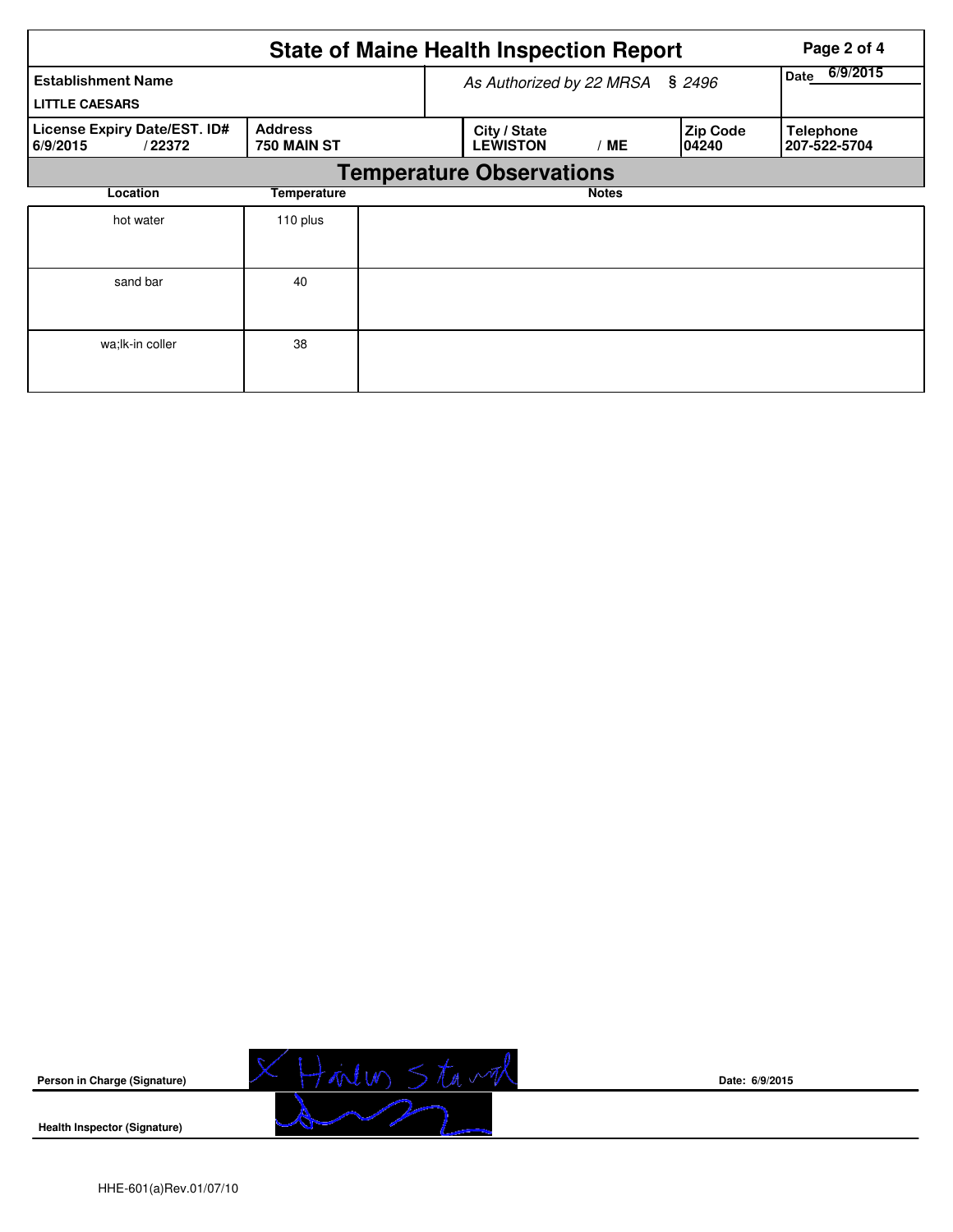# State of Maine Health Inspection Report

| Establishment Name | As Authorized by 22 MRSA § 2496 | Date 6/9/2015 |
|---|---|---|
| LITTLE CAESARS | | |

| License Expiry Date/EST. ID# | Address | City / State | Zip Code | Telephone |
|---|---|---|---|---|
| 6/9/2015 / 22372 | 750 MAIN ST | LEWISTON / ME | 04240 | 207-522-5704 |

## Temperature Observations

| Location | Temperature | Notes |
|---|---|---|
| hot water | 110 plus | |
| sand bar | 40 | |
| wa;lk-in coller | 38 | |

**Person in Charge (Signature)** X Hailey Stanford **Date: 6/9/2015**

**Health Inspector (Signature)**

HHE-601(a)Rev.01/07/10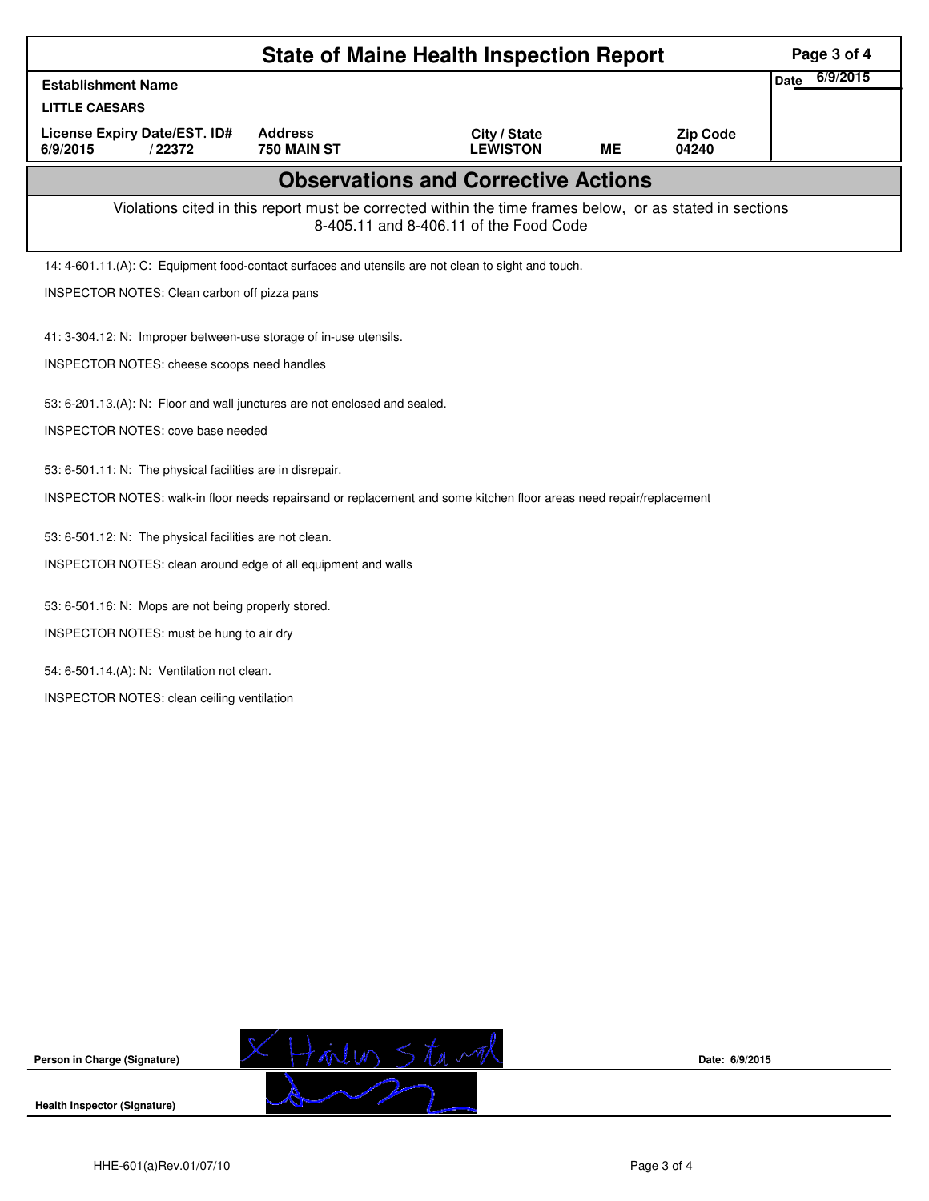# State of Maine Health Inspection Report

| Establishment Name | | | | | Date 6/9/2015 |
|---|---|---|---|---|---|
| LITTLE CAESARS | | | | | |
| License Expiry Date/EST. ID# | | Address | City / State | | Zip Code |
| 6/9/2015 | / 22372 | 750 MAIN ST | LEWISTON | ME | 04240 |

## Observations and Corrective Actions

Violations cited in this report must be corrected within the time frames below, or as stated in sections 8-405.11 and 8-406.11 of the Food Code

14: 4-601.11.(A): C: Equipment food-contact surfaces and utensils are not clean to sight and touch.

INSPECTOR NOTES: Clean carbon off pizza pans

41: 3-304.12: N: Improper between-use storage of in-use utensils.

INSPECTOR NOTES: cheese scoops need handles

53: 6-201.13.(A): N: Floor and wall junctures are not enclosed and sealed.

INSPECTOR NOTES: cove base needed

53: 6-501.11: N: The physical facilities are in disrepair.

INSPECTOR NOTES: walk-in floor needs repairsand or replacement and some kitchen floor areas need repair/replacement

53: 6-501.12: N: The physical facilities are not clean.

INSPECTOR NOTES: clean around edge of all equipment and walls

53: 6-501.16: N: Mops are not being properly stored.

INSPECTOR NOTES: must be hung to air dry

54: 6-501.14.(A): N: Ventilation not clean.

INSPECTOR NOTES: clean ceiling ventilation

**Person in Charge (Signature)** X Harlan Stanford **Date:** 6/9/2015

**Health Inspector (Signature)**

HHE-601(a)Rev.01/07/10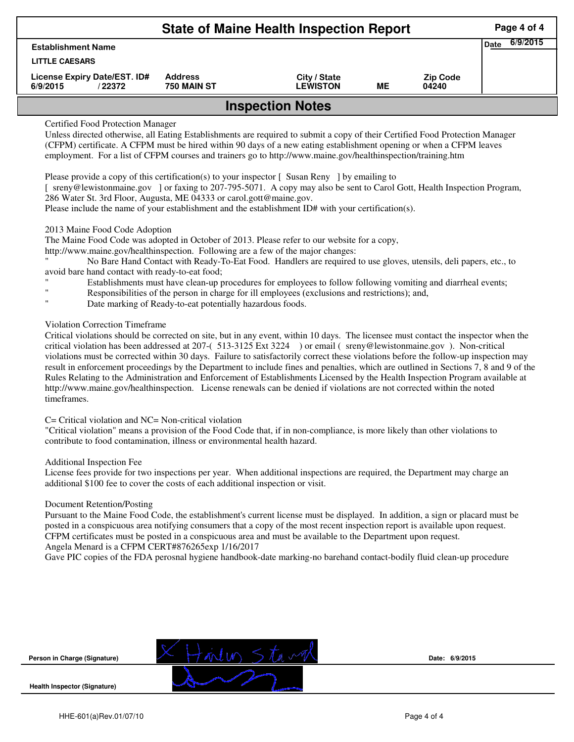# State of Maine Health Inspection Report

| Establishment Name | | | | | Date 6/9/2015 |
|---|---|---|---|---|---|
| LITTLE CAESARS | | | | | |
| License Expiry Date/EST. ID# | Address | City / State | | Zip Code | |
| 6/9/2015 / 22372 | 750 MAIN ST | LEWISTON | ME | 04240 | |

## Inspection Notes

Certified Food Protection Manager

Unless directed otherwise, all Eating Establishments are required to submit a copy of their Certified Food Protection Manager (CFPM) certificate. A CFPM must be hired within 90 days of a new eating establishment opening or when a CFPM leaves employment. For a list of CFPM courses and trainers go to http://www.maine.gov/healthinspection/training.htm

Please provide a copy of this certification(s) to your inspector [ Susan Reny ] by emailing to [ sreny@lewistonmaine.gov ] or faxing to 207-795-5071. A copy may also be sent to Carol Gott, Health Inspection Program, 286 Water St. 3rd Floor, Augusta, ME 04333 or carol.gott@maine.gov.

Please include the name of your establishment and the establishment ID# with your certification(s).

2013 Maine Food Code Adoption

The Maine Food Code was adopted in October of 2013. Please refer to our website for a copy, http://www.maine.gov/healthinspection. Following are a few of the major changes:

" No Bare Hand Contact with Ready-To-Eat Food. Handlers are required to use gloves, utensils, deli papers, etc., to avoid bare hand contact with ready-to-eat food;

" Establishments must have clean-up procedures for employees to follow following vomiting and diarrheal events;

" Responsibilities of the person in charge for ill employees (exclusions and restrictions); and,

" Date marking of Ready-to-eat potentially hazardous foods.

Violation Correction Timeframe

Critical violations should be corrected on site, but in any event, within 10 days. The licensee must contact the inspector when the critical violation has been addressed at 207-( 513-3125 Ext 3224 ) or email ( sreny@lewistonmaine.gov ). Non-critical violations must be corrected within 30 days. Failure to satisfactorily correct these violations before the follow-up inspection may result in enforcement proceedings by the Department to include fines and penalties, which are outlined in Sections 7, 8 and 9 of the Rules Relating to the Administration and Enforcement of Establishments Licensed by the Health Inspection Program available at http://www.maine.gov/healthinspection. License renewals can be denied if violations are not corrected within the noted timeframes.

C= Critical violation and NC= Non-critical violation

"Critical violation" means a provision of the Food Code that, if in non-compliance, is more likely than other violations to contribute to food contamination, illness or environmental health hazard.

Additional Inspection Fee

License fees provide for two inspections per year. When additional inspections are required, the Department may charge an additional $100 fee to cover the costs of each additional inspection or visit.

Document Retention/Posting

Pursuant to the Maine Food Code, the establishment's current license must be displayed. In addition, a sign or placard must be posted in a conspicuous area notifying consumers that a copy of the most recent inspection report is available upon request. CFPM certificates must be posted in a conspicuous area and must be available to the Department upon request.

Angela Menard is a CFPM CERT#876265exp 1/16/2017

Gave PIC copies of the FDA perosnal hygiene handbook-date marking-no barehand contact-bodily fluid clean-up procedure

Person in Charge (Signature) X Haiden Stand Date: 6/9/2015

Health Inspector (Signature)

HHE-601(a)Rev.01/07/10